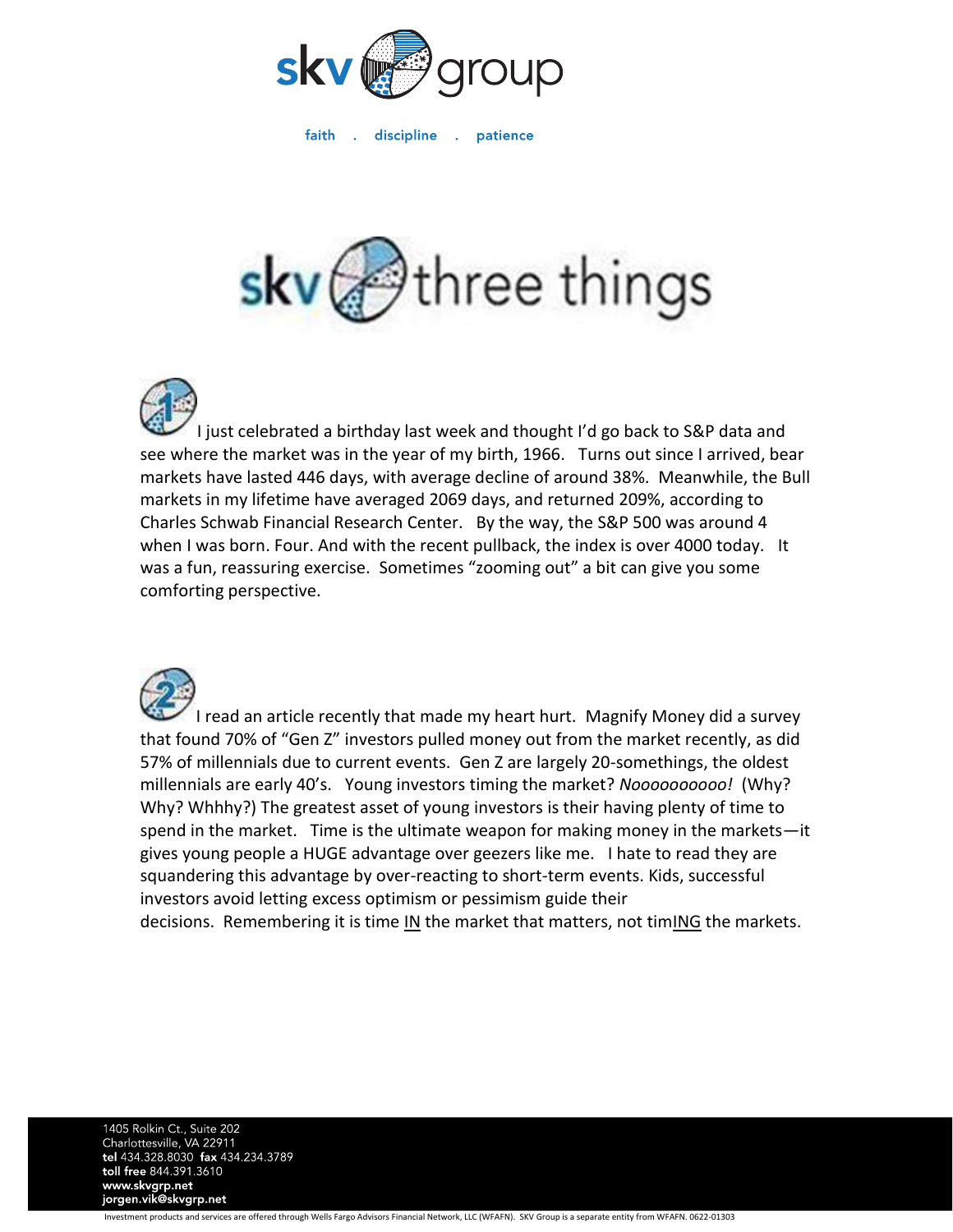# skv group

faith . discipline . patience

## skv three things

1 I just celebrated a birthday last week and thought I'd go back to S&P data and see where the market was in the year of my birth, 1966. Turns out since I arrived, bear markets have lasted 446 days, with average decline of around 38%. Meanwhile, the Bull markets in my lifetime have averaged 2069 days, and returned 209%, according to Charles Schwab Financial Research Center. By the way, the S&P 500 was around 4 when I was born. Four. And with the recent pullback, the index is over 4000 today. It was a fun, reassuring exercise. Sometimes "zooming out" a bit can give you some comforting perspective.

2 I read an article recently that made my heart hurt. Magnify Money did a survey that found 70% of "Gen Z" investors pulled money out from the market recently, as did 57% of millennials due to current events. Gen Z are largely 20-somethings, the oldest millennials are early 40's. Young investors timing the market? *Noooooooooo!* (Why? Why? Whhhy?) The greatest asset of young investors is their having plenty of time to spend in the market. Time is the ultimate weapon for making money in the markets—it gives young people a HUGE advantage over geezers like me. I hate to read they are squandering this advantage by over-reacting to short-term events. Kids, successful investors avoid letting excess optimism or pessimism guide their decisions. Remembering it is time <u>IN</u> the market that matters, not tim<u>ING</u> the markets.

1405 Rolkin Ct., Suite 202
Charlottesville, VA 22911
**tel** 434.328.8030 **fax** 434.234.3789
**toll free** 844.391.3610
**www.skvgrp.net**
**jorgen.vik@skvgrp.net**

Investment products and services are offered through Wells Fargo Advisors Financial Network, LLC (WFAFN). SKV Group is a separate entity from WFAFN. 0622-01303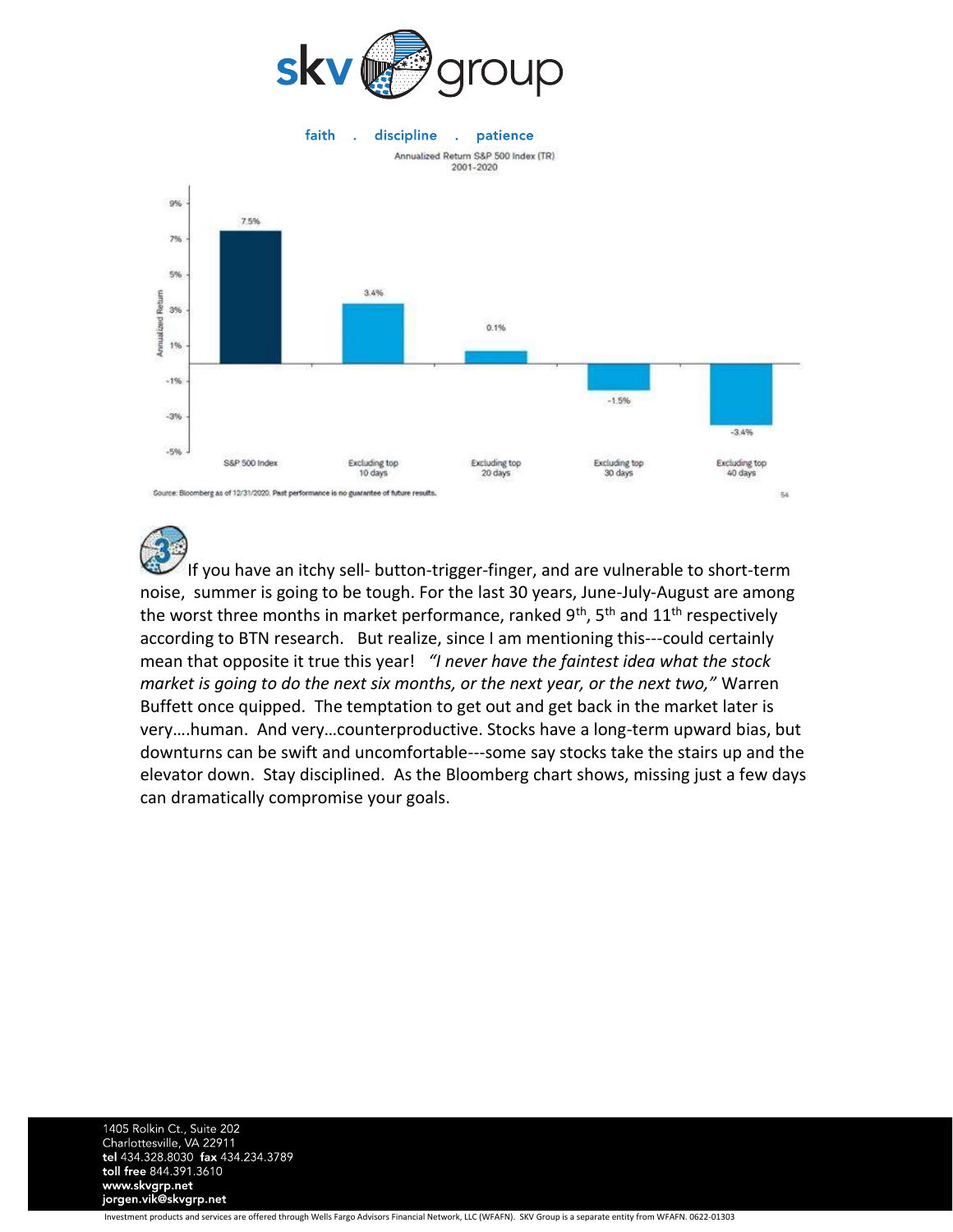faith . discipline . patience

Annualized Return S&P 500 Index (TR)
2001-2020

| | Annualized Return |
|---|---|
| S&P 500 Index | 7.5% |
| Excluding top 10 days | 3.4% |
| Excluding top 20 days | 0.1% |
| Excluding top 30 days | -1.5% |
| Excluding top 40 days | -3.4% |

Source: Bloomberg as of 12/31/2020. Past performance is no guarantee of future results.

3 If you have an itchy sell- button-trigger-finger, and are vulnerable to short-term noise, summer is going to be tough. For the last 30 years, June-July-August are among the worst three months in market performance, ranked 9th, 5th and 11th respectively according to BTN research. But realize, since I am mentioning this---could certainly mean that opposite it true this year! *"I never have the faintest idea what the stock market is going to do the next six months, or the next year, or the next two,"* Warren Buffett once quipped. The temptation to get out and get back in the market later is very….human. And very…counterproductive. Stocks have a long-term upward bias, but downturns can be swift and uncomfortable---some say stocks take the stairs up and the elevator down. Stay disciplined. As the Bloomberg chart shows, missing just a few days can dramatically compromise your goals.

1405 Rolkin Ct., Suite 202
Charlottesville, VA 22911
**tel** 434.328.8030 **fax** 434.234.3789
**toll free** 844.391.3610
**www.skvgrp.net**
**jorgen.vik@skvgrp.net**

Investment products and services are offered through Wells Fargo Advisors Financial Network, LLC (WFAFN). SKV Group is a separate entity from WFAFN. 0622-01303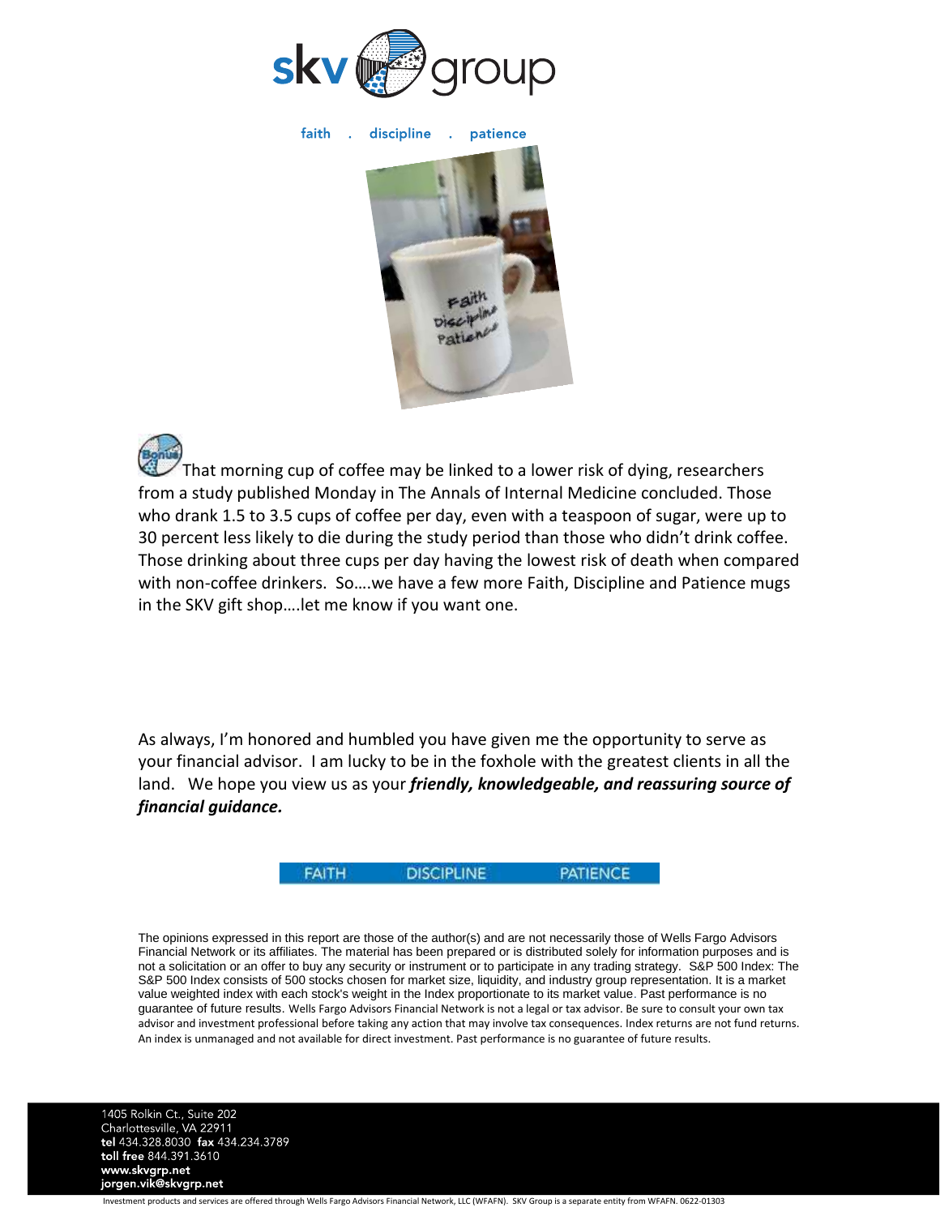faith . discipline . patience

That morning cup of coffee may be linked to a lower risk of dying, researchers from a study published Monday in The Annals of Internal Medicine concluded. Those who drank 1.5 to 3.5 cups of coffee per day, even with a teaspoon of sugar, were up to 30 percent less likely to die during the study period than those who didn't drink coffee. Those drinking about three cups per day having the lowest risk of death when compared with non-coffee drinkers. So….we have a few more Faith, Discipline and Patience mugs in the SKV gift shop….let me know if you want one.

As always, I'm honored and humbled you have given me the opportunity to serve as your financial advisor. I am lucky to be in the foxhole with the greatest clients in all the land. We hope you view us as your ***friendly, knowledgeable, and reassuring source of financial guidance.***

FAITH DISCIPLINE PATIENCE

The opinions expressed in this report are those of the author(s) and are not necessarily those of Wells Fargo Advisors Financial Network or its affiliates. The material has been prepared or is distributed solely for information purposes and is not a solicitation or an offer to buy any security or instrument or to participate in any trading strategy. S&P 500 Index: The S&P 500 Index consists of 500 stocks chosen for market size, liquidity, and industry group representation. It is a market value weighted index with each stock's weight in the Index proportionate to its market value. Past performance is no guarantee of future results. Wells Fargo Advisors Financial Network is not a legal or tax advisor. Be sure to consult your own tax advisor and investment professional before taking any action that may involve tax consequences. Index returns are not fund returns. An index is unmanaged and not available for direct investment. Past performance is no guarantee of future results.

1405 Rolkin Ct., Suite 202
Charlottesville, VA 22911
**tel** 434.328.8030 **fax** 434.234.3789
**toll free** 844.391.3610
**www.skvgrp.net**
**jorgen.vik@skvgrp.net**

Investment products and services are offered through Wells Fargo Advisors Financial Network, LLC (WFAFN). SKV Group is a separate entity from WFAFN. 0622-01303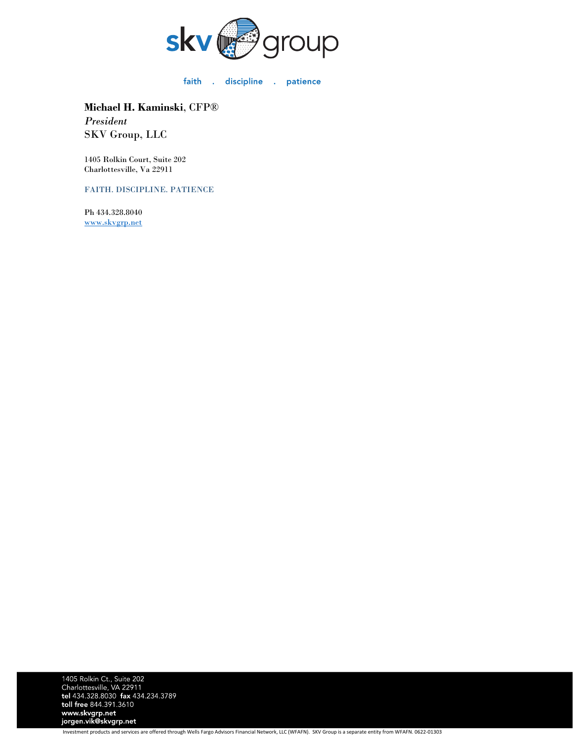faith . discipline . patience

**Michael H. Kaminski**, CFP®
*President*
SKV Group, LLC

1405 Rolkin Court, Suite 202
Charlottesville, Va 22911

FAITH. DISCIPLINE. PATIENCE

Ph 434.328.8040
www.skvgrp.net

1405 Rolkin Ct., Suite 202
Charlottesville, VA 22911
**tel** 434.328.8030 **fax** 434.234.3789
**toll free** 844.391.3610
**www.skvgrp.net**
**jorgen.vik@skvgrp.net**

Investment products and services are offered through Wells Fargo Advisors Financial Network, LLC (WFAFN). SKV Group is a separate entity from WFAFN. 0622-01303